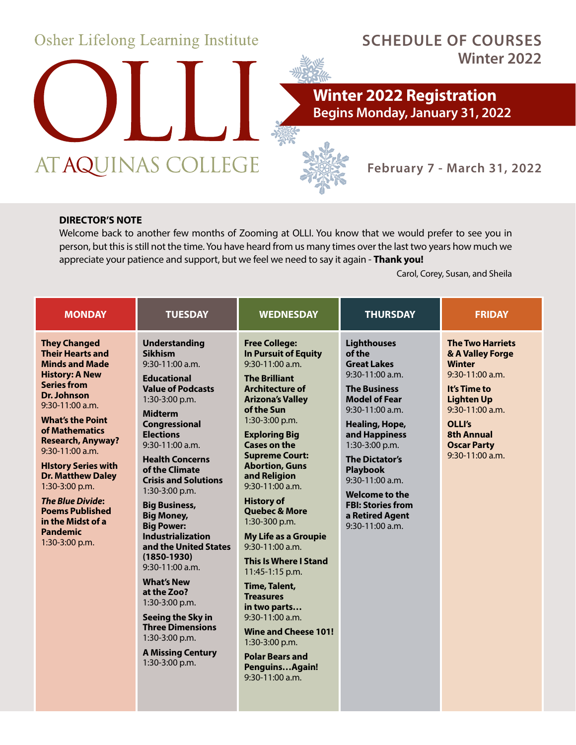# Osher Lifelong Learning Institute

# OLLI AT AQUINAS COLLEGE

## SCHEDULE OF COURSES
**Winter 2022**

## Winter 2022 Registration
**Begins Monday, January 31, 2022**

**February 7 - March 31, 2022**

**DIRECTOR'S NOTE**

Welcome back to another few months of Zooming at OLLI. You know that we would prefer to see you in person, but this is still not the time. You have heard from us many times over the last two years how much we appreciate your patience and support, but we feel we need to say it again - **Thank you!**

Carol, Corey, Susan, and Sheila

| MONDAY | TUESDAY | WEDNESDAY | THURSDAY | FRIDAY |
|---|---|---|---|---|
| **They Changed Their Hearts and Minds and Made History: A New Series from Dr. Johnson** 9:30-11:00 a.m. | **Understanding Sikhism** 9:30-11:00 a.m. | **Free College: In Pursuit of Equity** 9:30-11:00 a.m. | **Lighthouses of the Great Lakes** 9:30-11:00 a.m. | **The Two Harriets & A Valley Forge Winter** 9:30-11:00 a.m. |
| **What's the Point of Mathematics Research, Anyway?** 9:30-11:00 a.m. | **Educational Value of Podcasts** 1:30-3:00 p.m. | **The Brilliant Architecture of Arizona's Valley of the Sun** 1:30-3:00 p.m. | **The Business Model of Fear** 9:30-11:00 a.m. | **It's Time to Lighten Up** 9:30-11:00 a.m. |
| **HIstory Series with Dr. Matthew Daley** 1:30-3:00 p.m. | **Midterm Congressional Elections** 9:30-11:00 a.m. | **Exploring Big Cases on the Supreme Court: Abortion, Guns and Religion** 9:30-11:00 a.m. | **Healing, Hope, and Happiness** 1:30-3:00 p.m. | **OLLI's 8th Annual Oscar Party** 9:30-11:00 a.m. |
| ***The Blue Divide*: Poems Published in the Midst of a Pandemic** 1:30-3:00 p.m. | **Health Concerns of the Climate Crisis and Solutions** 1:30-3:00 p.m. | **History of Quebec & More** 1:30-300 p.m. | **The Dictator's Playbook** 9:30-11:00 a.m. | |
| | **Big Business, Big Money, Big Power: Industrialization and the United States (1850-1930)** 9:30-11:00 a.m. | **My Life as a Groupie** 9:30-11:00 a.m. | **Welcome to the FBI: Stories from a Retired Agent** 9:30-11:00 a.m. | |
| | **What's New at the Zoo?** 1:30-3:00 p.m. | **This Is Where I Stand** 11:45-1:15 p.m. | | |
| | **Seeing the Sky in Three Dimensions** 1:30-3:00 p.m. | **Time, Talent, Treasures in two parts…** 9:30-11:00 a.m. | | |
| | **A Missing Century** 1:30-3:00 p.m. | **Wine and Cheese 101!** 1:30-3:00 p.m. | | |
| | | **Polar Bears and Penguins…Again!** 9:30-11:00 a.m. | | |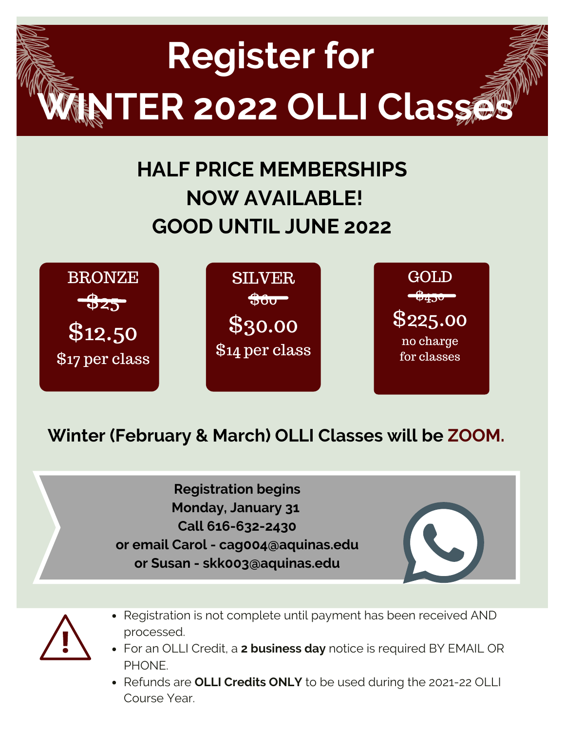# Register for WINTER 2022 OLLI Classes

## HALF PRICE MEMBERSHIPS NOW AVAILABLE! GOOD UNTIL JUNE 2022

**BRONZE**
~~$25~~
$12.50
$17 per class

**SILVER**
~~$60~~
$30.00
$14 per class

**GOLD**
~~$450~~
$225.00
no charge for classes

**Winter (February & March) OLLI Classes will be ZOOM.**

**Registration begins**
**Monday, January 31**
**Call 616-632-2430**
**or email Carol - cag004@aquinas.edu**
**or Susan - skk003@aquinas.edu**

- Registration is not complete until payment has been received AND processed.
- For an OLLI Credit, a **2 business day** notice is required BY EMAIL OR PHONE.
- Refunds are **OLLI Credits ONLY** to be used during the 2021-22 OLLI Course Year.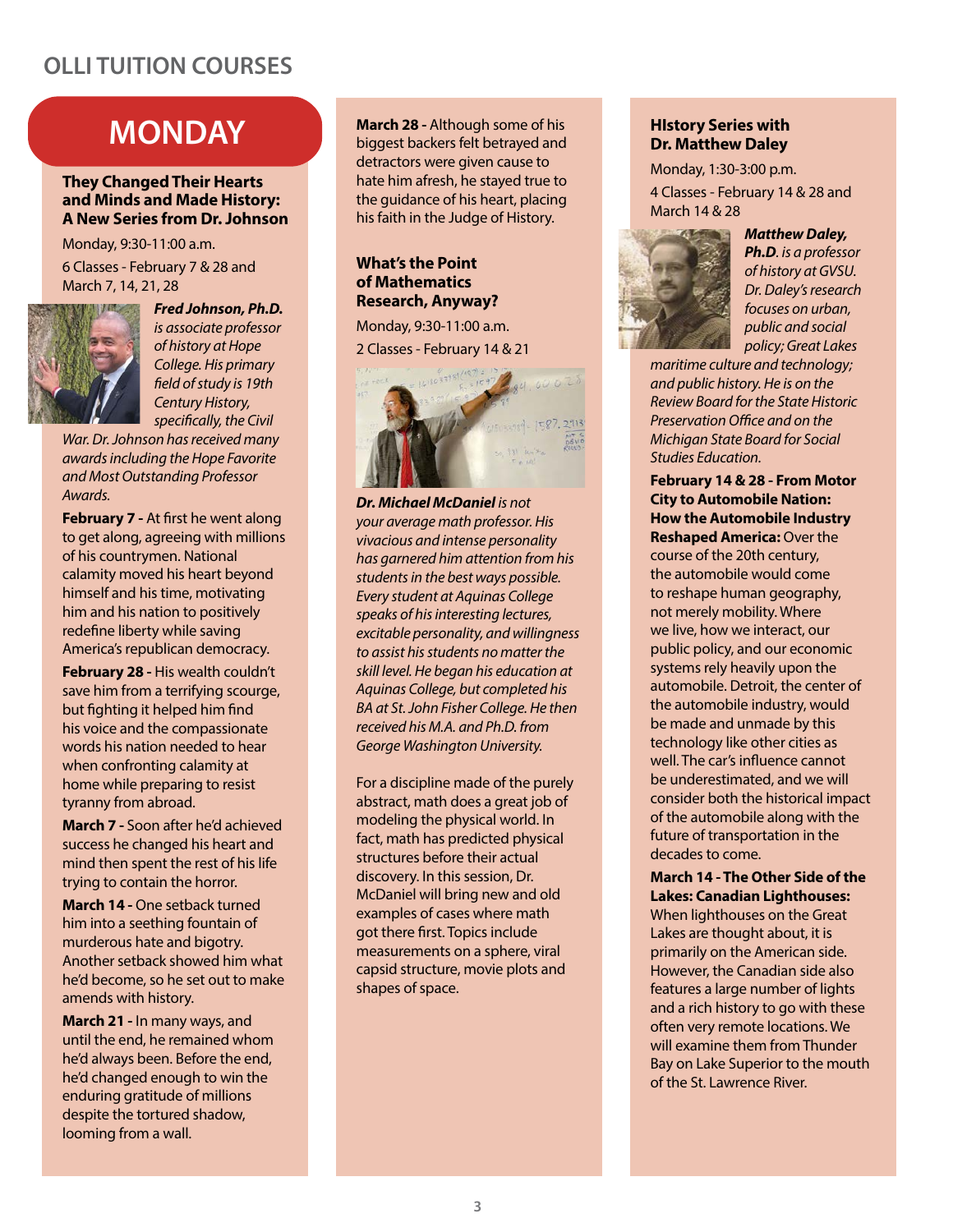## OLLI TUITION COURSES

# MONDAY

### They Changed Their Hearts and Minds and Made History: A New Series from Dr. Johnson

Monday, 9:30-11:00 a.m.

6 Classes - February 7 & 28 and March 7, 14, 21, 28

***Fred Johnson, Ph.D.*** *is associate professor of history at Hope College. His primary field of study is 19th Century History, specifically, the Civil War. Dr. Johnson has received many awards including the Hope Favorite and Most Outstanding Professor Awards.*

**February 7 -** At first he went along to get along, agreeing with millions of his countrymen. National calamity moved his heart beyond himself and his time, motivating him and his nation to positively redefine liberty while saving America's republican democracy.

**February 28 -** His wealth couldn't save him from a terrifying scourge, but fighting it helped him find his voice and the compassionate words his nation needed to hear when confronting calamity at home while preparing to resist tyranny from abroad.

**March 7 -** Soon after he'd achieved success he changed his heart and mind then spent the rest of his life trying to contain the horror.

**March 14 -** One setback turned him into a seething fountain of murderous hate and bigotry. Another setback showed him what he'd become, so he set out to make amends with history.

**March 21 -** In many ways, and until the end, he remained whom he'd always been. Before the end, he'd changed enough to win the enduring gratitude of millions despite the tortured shadow, looming from a wall.

**March 28 -** Although some of his biggest backers felt betrayed and detractors were given cause to hate him afresh, he stayed true to the guidance of his heart, placing his faith in the Judge of History.

### What's the Point of Mathematics Research, Anyway?

Monday, 9:30-11:00 a.m.

2 Classes - February 14 & 21

***Dr. Michael McDaniel*** *is not your average math professor. His vivacious and intense personality has garnered him attention from his students in the best ways possible. Every student at Aquinas College speaks of his interesting lectures, excitable personality, and willingness to assist his students no matter the skill level. He began his education at Aquinas College, but completed his BA at St. John Fisher College. He then received his M.A. and Ph.D. from George Washington University.*

For a discipline made of the purely abstract, math does a great job of modeling the physical world. In fact, math has predicted physical structures before their actual discovery. In this session, Dr. McDaniel will bring new and old examples of cases where math got there first. Topics include measurements on a sphere, viral capsid structure, movie plots and shapes of space.

### HIstory Series with Dr. Matthew Daley

Monday, 1:30-3:00 p.m.

4 Classes - February 14 & 28 and March 14 & 28

***Matthew Daley, Ph.D.*** *is a professor of history at GVSU. Dr. Daley's research focuses on urban, public and social policy; Great Lakes maritime culture and technology; and public history. He is on the Review Board for the State Historic Preservation Office and on the Michigan State Board for Social Studies Education.*

**February 14 & 28 - From Motor City to Automobile Nation: How the Automobile Industry Reshaped America:** Over the course of the 20th century, the automobile would come to reshape human geography, not merely mobility. Where we live, how we interact, our public policy, and our economic systems rely heavily upon the automobile. Detroit, the center of the automobile industry, would be made and unmade by this technology like other cities as well. The car's influence cannot be underestimated, and we will consider both the historical impact of the automobile along with the future of transportation in the decades to come.

**March 14 - The Other Side of the Lakes: Canadian Lighthouses:** When lighthouses on the Great Lakes are thought about, it is primarily on the American side. However, the Canadian side also features a large number of lights and a rich history to go with these often very remote locations. We will examine them from Thunder Bay on Lake Superior to the mouth of the St. Lawrence River.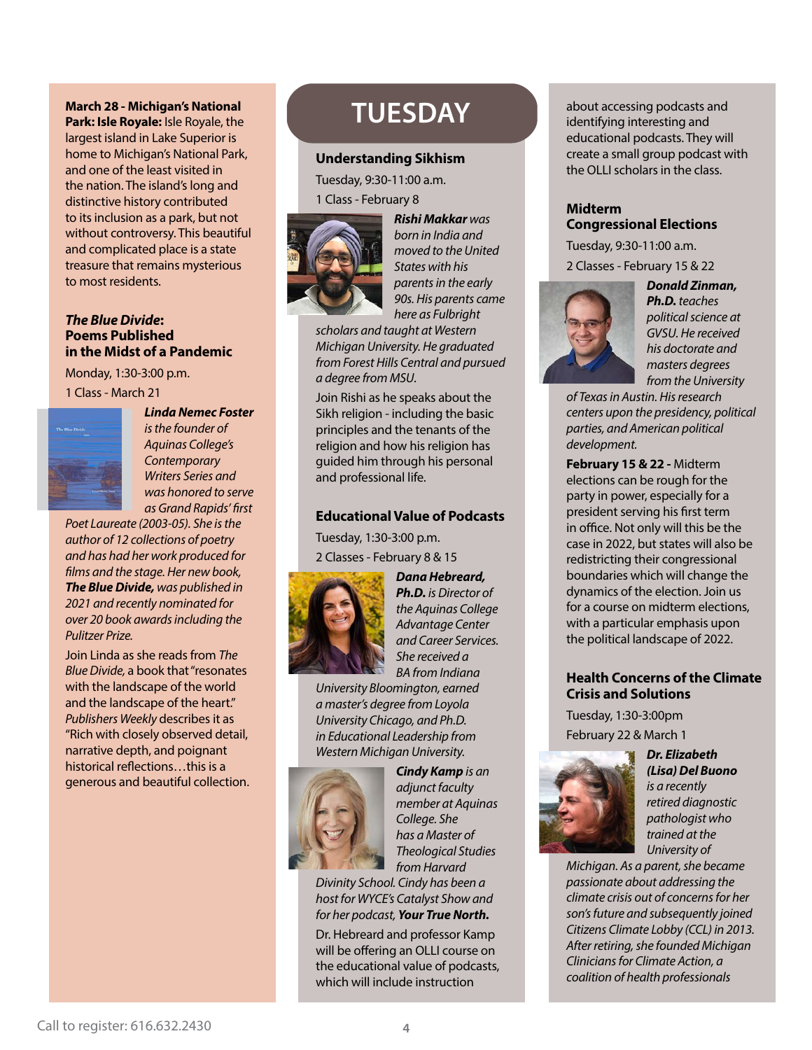**March 28 - Michigan's National Park: Isle Royale:** Isle Royale, the largest island in Lake Superior is home to Michigan's National Park, and one of the least visited in the nation. The island's long and distinctive history contributed to its inclusion as a park, but not without controversy. This beautiful and complicated place is a state treasure that remains mysterious to most residents.

### *The Blue Divide*: Poems Published in the Midst of a Pandemic

Monday, 1:30-3:00 p.m.

1 Class - March 21

***Linda Nemec Foster** is the founder of Aquinas College's Contemporary Writers Series and was honored to serve as Grand Rapids' first Poet Laureate (2003-05). She is the author of 12 collections of poetry and has had her work produced for films and the stage. Her new book, **The Blue Divide,** was published in 2021 and recently nominated for over 20 book awards including the Pulitzer Prize.*

Join Linda as she reads from *The Blue Divide,* a book that "resonates with the landscape of the world and the landscape of the heart." *Publishers Weekly* describes it as "Rich with closely observed detail, narrative depth, and poignant historical reflections…this is a generous and beautiful collection.

# TUESDAY

### Understanding Sikhism

Tuesday, 9:30-11:00 a.m.

1 Class - February 8

***Rishi Makkar** was born in India and moved to the United States with his parents in the early 90s. His parents came here as Fulbright scholars and taught at Western Michigan University. He graduated from Forest Hills Central and pursued a degree from MSU.*

Join Rishi as he speaks about the Sikh religion - including the basic principles and the tenants of the religion and how his religion has guided him through his personal and professional life.

### Educational Value of Podcasts

Tuesday, 1:30-3:00 p.m.

2 Classes - February 8 & 15

***Dana Hebreard, Ph.D.** is Director of the Aquinas College Advantage Center and Career Services. She received a BA from Indiana University Bloomington, earned a master's degree from Loyola University Chicago, and Ph.D. in Educational Leadership from Western Michigan University.*

***Cindy Kamp** is an adjunct faculty member at Aquinas College. She has a Master of Theological Studies from Harvard Divinity School. Cindy has been a host for WYCE's Catalyst Show and for her podcast, **Your True North.***

Dr. Hebreard and professor Kamp will be offering an OLLI course on the educational value of podcasts, which will include instruction about accessing podcasts and identifying interesting and educational podcasts. They will create a small group podcast with the OLLI scholars in the class.

### Midterm Congressional Elections

Tuesday, 9:30-11:00 a.m.

2 Classes - February 15 & 22

***Donald Zinman, Ph.D.** teaches political science at GVSU. He received his doctorate and masters degrees from the University of Texas in Austin. His research centers upon the presidency, political parties, and American political development.*

**February 15 & 22 -** Midterm elections can be rough for the party in power, especially for a president serving his first term in office. Not only will this be the case in 2022, but states will also be redistricting their congressional boundaries which will change the dynamics of the election. Join us for a course on midterm elections, with a particular emphasis upon the political landscape of 2022.

### Health Concerns of the Climate Crisis and Solutions

Tuesday, 1:30-3:00pm

February 22 & March 1

***Dr. Elizabeth (Lisa) Del Buono** is a recently retired diagnostic pathologist who trained at the University of Michigan. As a parent, she became passionate about addressing the climate crisis out of concerns for her son's future and subsequently joined Citizens Climate Lobby (CCL) in 2013. After retiring, she founded Michigan Clinicians for Climate Action, a coalition of health professionals*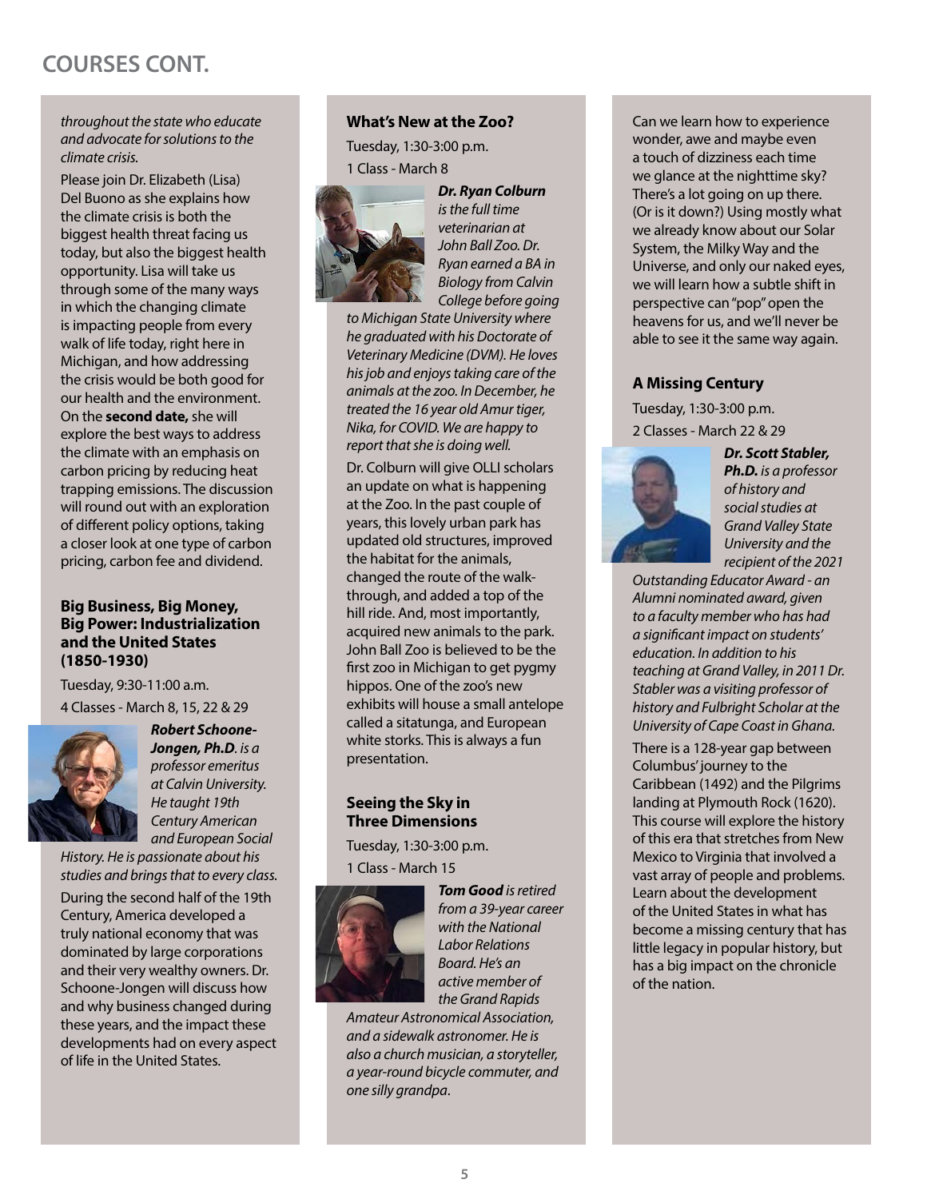## COURSES CONT.

*throughout the state who educate and advocate for solutions to the climate crisis.*

Please join Dr. Elizabeth (Lisa) Del Buono as she explains how the climate crisis is both the biggest health threat facing us today, but also the biggest health opportunity. Lisa will take us through some of the many ways in which the changing climate is impacting people from every walk of life today, right here in Michigan, and how addressing the crisis would be both good for our health and the environment. On the **second date,** she will explore the best ways to address the climate with an emphasis on carbon pricing by reducing heat trapping emissions. The discussion will round out with an exploration of different policy options, taking a closer look at one type of carbon pricing, carbon fee and dividend.

### Big Business, Big Money, Big Power: Industrialization and the United States (1850-1930)

Tuesday, 9:30-11:00 a.m.

4 Classes - March 8, 15, 22 & 29

***Robert Schoone-Jongen, Ph.D***. *is a professor emeritus at Calvin University. He taught 19th Century American and European Social History. He is passionate about his studies and brings that to every class.*

During the second half of the 19th Century, America developed a truly national economy that was dominated by large corporations and their very wealthy owners. Dr. Schoone-Jongen will discuss how and why business changed during these years, and the impact these developments had on every aspect of life in the United States.

### What's New at the Zoo?

Tuesday, 1:30-3:00 p.m.

1 Class - March 8

***Dr. Ryan Colburn*** *is the full time veterinarian at John Ball Zoo. Dr. Ryan earned a BA in Biology from Calvin College before going to Michigan State University where he graduated with his Doctorate of Veterinary Medicine (DVM). He loves his job and enjoys taking care of the animals at the zoo. In December, he treated the 16 year old Amur tiger, Nika, for COVID. We are happy to report that she is doing well.*

Dr. Colburn will give OLLI scholars an update on what is happening at the Zoo. In the past couple of years, this lovely urban park has updated old structures, improved the habitat for the animals, changed the route of the walk-through, and added a top of the hill ride. And, most importantly, acquired new animals to the park. John Ball Zoo is believed to be the first zoo in Michigan to get pygmy hippos. One of the zoo's new exhibits will house a small antelope called a sitatunga, and European white storks. This is always a fun presentation.

### Seeing the Sky in Three Dimensions

Tuesday, 1:30-3:00 p.m.

1 Class - March 15

***Tom Good*** *is retired from a 39-year career with the National Labor Relations Board. He's an active member of the Grand Rapids Amateur Astronomical Association, and a sidewalk astronomer. He is also a church musician, a storyteller, a year-round bicycle commuter, and one silly grandpa.*

Can we learn how to experience wonder, awe and maybe even a touch of dizziness each time we glance at the nighttime sky? There's a lot going on up there. (Or is it down?) Using mostly what we already know about our Solar System, the Milky Way and the Universe, and only our naked eyes, we will learn how a subtle shift in perspective can "pop" open the heavens for us, and we'll never be able to see it the same way again.

### A Missing Century

Tuesday, 1:30-3:00 p.m.

2 Classes - March 22 & 29

***Dr. Scott Stabler, Ph.D.*** *is a professor of history and social studies at Grand Valley State University and the recipient of the 2021 Outstanding Educator Award - an Alumni nominated award, given to a faculty member who has had a significant impact on students' education. In addition to his teaching at Grand Valley, in 2011 Dr. Stabler was a visiting professor of history and Fulbright Scholar at the University of Cape Coast in Ghana.*

There is a 128-year gap between Columbus' journey to the Caribbean (1492) and the Pilgrims landing at Plymouth Rock (1620). This course will explore the history of this era that stretches from New Mexico to Virginia that involved a vast array of people and problems. Learn about the development of the United States in what has become a missing century that has little legacy in popular history, but has a big impact on the chronicle of the nation.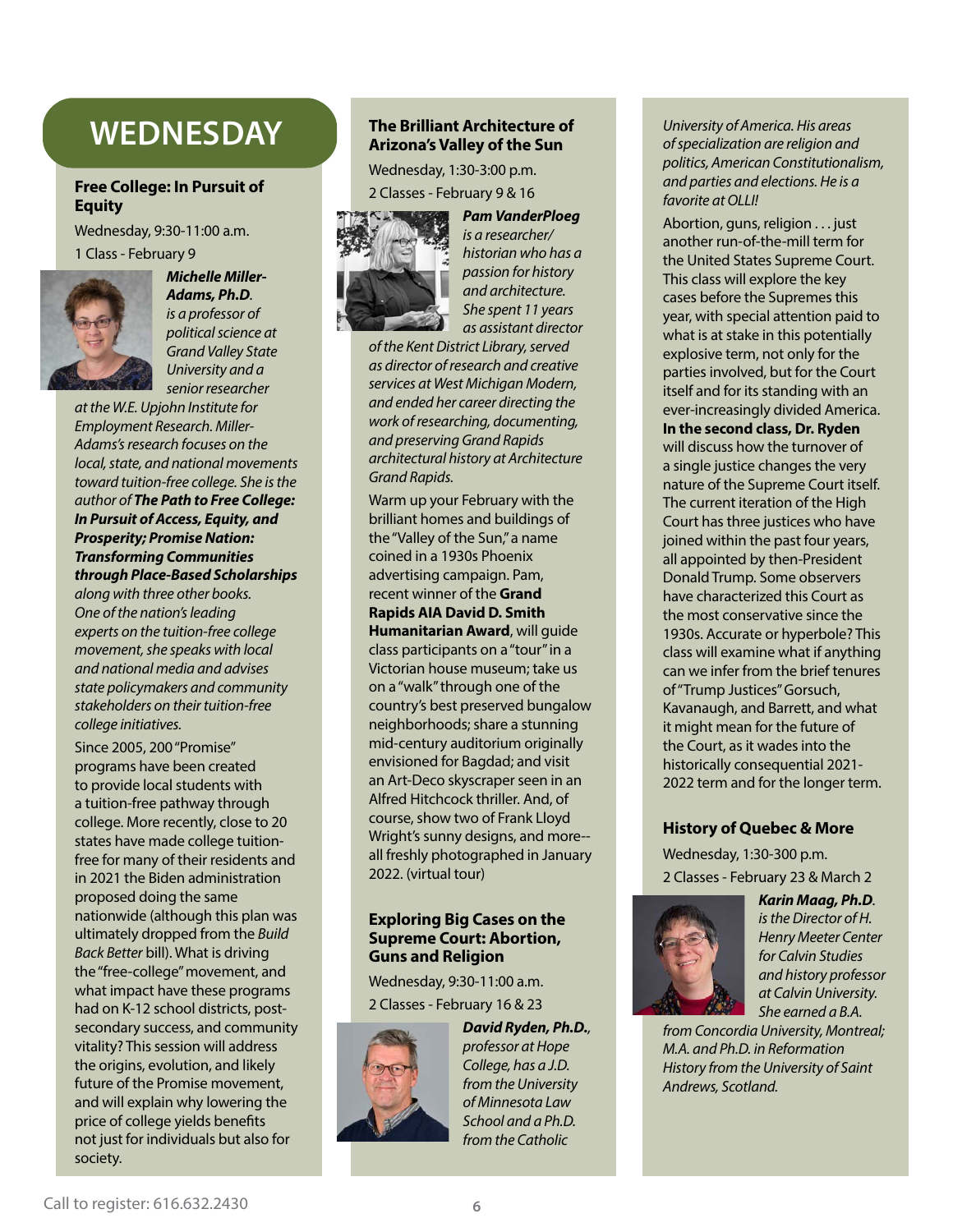# WEDNESDAY

## Free College: In Pursuit of Equity

Wednesday, 9:30-11:00 a.m.

1 Class - February 9

***Michelle Miller-Adams, Ph.D**. is a professor of political science at Grand Valley State University and a senior researcher at the W.E. Upjohn Institute for Employment Research. Miller-Adams's research focuses on the local, state, and national movements toward tuition-free college. She is the author of **The Path to Free College: In Pursuit of Access, Equity, and Prosperity; Promise Nation: Transforming Communities through Place-Based Scholarships** along with three other books. One of the nation's leading experts on the tuition-free college movement, she speaks with local and national media and advises state policymakers and community stakeholders on their tuition-free college initiatives.*

Since 2005, 200 "Promise" programs have been created to provide local students with a tuition-free pathway through college. More recently, close to 20 states have made college tuition-free for many of their residents and in 2021 the Biden administration proposed doing the same nationwide (although this plan was ultimately dropped from the *Build Back Better* bill). What is driving the "free-college" movement, and what impact have these programs had on K-12 school districts, post-secondary success, and community vitality? This session will address the origins, evolution, and likely future of the Promise movement, and will explain why lowering the price of college yields benefits not just for individuals but also for society.

## The Brilliant Architecture of Arizona's Valley of the Sun

Wednesday, 1:30-3:00 p.m.

2 Classes - February 9 & 16

***Pam VanderPloeg** is a researcher/ historian who has a passion for history and architecture. She spent 11 years as assistant director of the Kent District Library, served as director of research and creative services at West Michigan Modern, and ended her career directing the work of researching, documenting, and preserving Grand Rapids architectural history at Architecture Grand Rapids.*

Warm up your February with the brilliant homes and buildings of the "Valley of the Sun," a name coined in a 1930s Phoenix advertising campaign. Pam, recent winner of the **Grand Rapids AIA David D. Smith Humanitarian Award**, will guide class participants on a "tour" in a Victorian house museum; take us on a "walk" through one of the country's best preserved bungalow neighborhoods; share a stunning mid-century auditorium originally envisioned for Bagdad; and visit an Art-Deco skyscraper seen in an Alfred Hitchcock thriller. And, of course, show two of Frank Lloyd Wright's sunny designs, and more--all freshly photographed in January 2022. (virtual tour)

## Exploring Big Cases on the Supreme Court: Abortion, Guns and Religion

Wednesday, 9:30-11:00 a.m.

2 Classes - February 16 & 23

***David Ryden, Ph.D.**, professor at Hope College, has a J.D. from the University of Minnesota Law School and a Ph.D. from the Catholic University of America. His areas of specialization are religion and politics, American Constitutionalism, and parties and elections. He is a favorite at OLLI!*

Abortion, guns, religion . . . just another run-of-the-mill term for the United States Supreme Court. This class will explore the key cases before the Supremes this year, with special attention paid to what is at stake in this potentially explosive term, not only for the parties involved, but for the Court itself and for its standing with an ever-increasingly divided America. **In the second class, Dr. Ryden** will discuss how the turnover of a single justice changes the very nature of the Supreme Court itself. The current iteration of the High Court has three justices who have joined within the past four years, all appointed by then-President Donald Trump. Some observers have characterized this Court as the most conservative since the 1930s. Accurate or hyperbole? This class will examine what if anything can we infer from the brief tenures of "Trump Justices" Gorsuch, Kavanaugh, and Barrett, and what it might mean for the future of the Court, as it wades into the historically consequential 2021-2022 term and for the longer term.

## History of Quebec & More

Wednesday, 1:30-300 p.m.

2 Classes - February 23 & March 2

***Karin Maag, Ph.D**. is the Director of H. Henry Meeter Center for Calvin Studies and history professor at Calvin University. She earned a B.A. from Concordia University, Montreal; M.A. and Ph.D. in Reformation History from the University of Saint Andrews, Scotland.*

Call to register: 616.632.2430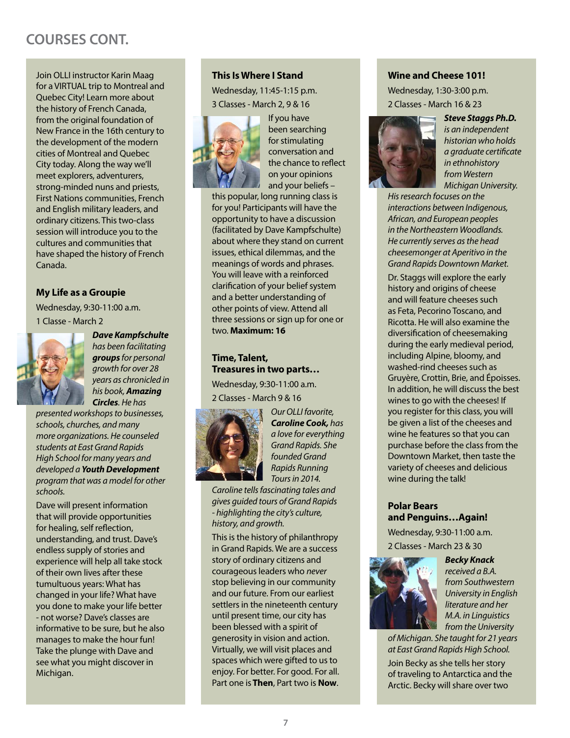## COURSES CONT.

Join OLLI instructor Karin Maag for a VIRTUAL trip to Montreal and Quebec City! Learn more about the history of French Canada, from the original foundation of New France in the 16th century to the development of the modern cities of Montreal and Quebec City today. Along the way we'll meet explorers, adventurers, strong-minded nuns and priests, First Nations communities, French and English military leaders, and ordinary citizens. This two-class session will introduce you to the cultures and communities that have shaped the history of French Canada.

### My Life as a Groupie

Wednesday, 9:30-11:00 a.m.

1 Classe - March 2

***Dave Kampfschulte*** *has been facilitating* ***groups*** *for personal growth for over 28 years as chronicled in his book,* ***Amazing Circles****. He has presented workshops to businesses, schools, churches, and many more organizations. He counseled students at East Grand Rapids High School for many years and developed a* ***Youth Development*** *program that was a model for other schools.*

Dave will present information that will provide opportunities for healing, self reflection, understanding, and trust. Dave's endless supply of stories and experience will help all take stock of their own lives after these tumultuous years: What has changed in your life? What have you done to make your life better - not worse? Dave's classes are informative to be sure, but he also manages to make the hour fun! Take the plunge with Dave and see what you might discover in Michigan.

### This Is Where I Stand

Wednesday, 11:45-1:15 p.m.

3 Classes - March 2, 9 & 16

If you have been searching for stimulating conversation and the chance to reflect on your opinions and your beliefs – this popular, long running class is for you! Participants will have the opportunity to have a discussion (facilitated by Dave Kampfschulte) about where they stand on current issues, ethical dilemmas, and the meanings of words and phrases. You will leave with a reinforced clarification of your belief system and a better understanding of other points of view. Attend all three sessions or sign up for one or two. **Maximum: 16**

### Time, Talent, Treasures in two parts…

Wednesday, 9:30-11:00 a.m.

2 Classes - March 9 & 16

*Our OLLI favorite,* ***Caroline Cook,*** *has a love for everything Grand Rapids. She founded Grand Rapids Running Tours in 2014. Caroline tells fascinating tales and gives guided tours of Grand Rapids - highlighting the city's culture, history, and growth.*

This is the history of philanthropy in Grand Rapids. We are a success story of ordinary citizens and courageous leaders who *never* stop believing in our community and our future. From our earliest settlers in the nineteenth century until present time, our city has been blessed with a spirit of generosity in vision and action. Virtually, we will visit places and spaces which were gifted to us to enjoy. For better. For good. For all. Part one is **Then**, Part two is **Now**.

### Wine and Cheese 101!

Wednesday, 1:30-3:00 p.m.

2 Classes - March 16 & 23

***Steve Staggs Ph.D.*** *is an independent historian who holds a graduate certificate in ethnohistory from Western Michigan University. His research focuses on the interactions between Indigenous, African, and European peoples in the Northeastern Woodlands. He currently serves as the head cheesemonger at Aperitivo in the Grand Rapids Downtown Market.*

Dr. Staggs will explore the early history and origins of cheese and will feature cheeses such as Feta, Pecorino Toscano, and Ricotta. He will also examine the diversification of cheesemaking during the early medieval period, including Alpine, bloomy, and washed-rind cheeses such as Gruyère, Crottin, Brie, and Époisses. In addition, he will discuss the best wines to go with the cheeses! If you register for this class, you will be given a list of the cheeses and wine he features so that you can purchase before the class from the Downtown Market, then taste the variety of cheeses and delicious wine during the talk!

### Polar Bears and Penguins…Again!

Wednesday, 9:30-11:00 a.m.

2 Classes - March 23 & 30

***Becky Knack*** *received a B.A. from Southwestern University in English literature and her M.A. in Linguistics from the University of Michigan. She taught for 21 years at East Grand Rapids High School.*

Join Becky as she tells her story of traveling to Antarctica and the Arctic. Becky will share over two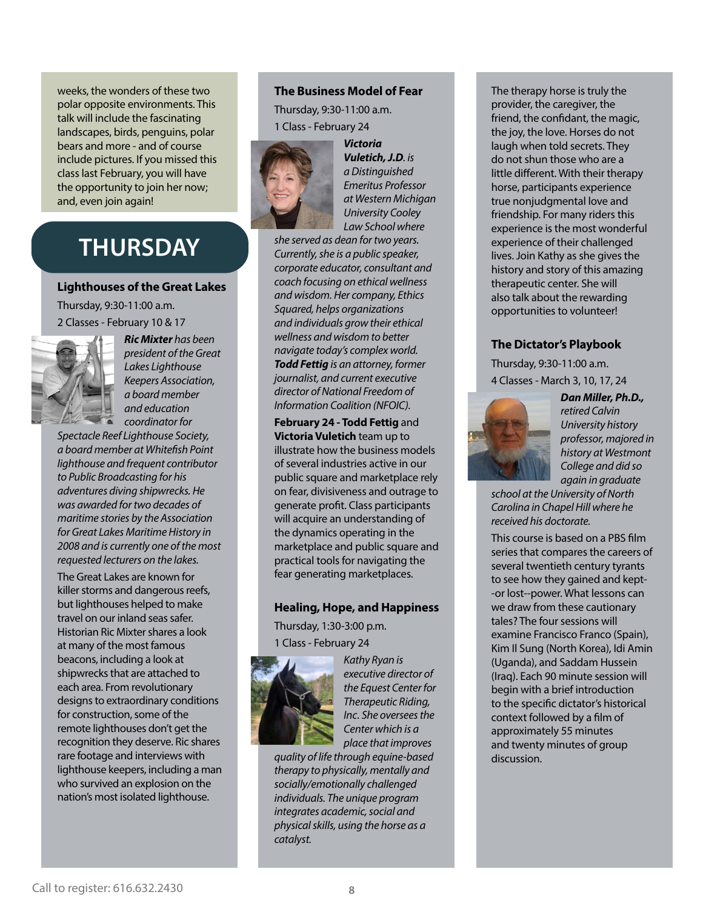weeks, the wonders of these two polar opposite environments. This talk will include the fascinating landscapes, birds, penguins, polar bears and more - and of course include pictures. If you missed this class last February, you will have the opportunity to join her now; and, even join again!

# THURSDAY

### Lighthouses of the Great Lakes

Thursday, 9:30-11:00 a.m.

2 Classes - February 10 & 17

***Ric Mixter*** *has been president of the Great Lakes Lighthouse Keepers Association, a board member and education coordinator for Spectacle Reef Lighthouse Society, a board member at Whitefish Point lighthouse and frequent contributor to Public Broadcasting for his adventures diving shipwrecks. He was awarded for two decades of maritime stories by the Association for Great Lakes Maritime History in 2008 and is currently one of the most requested lecturers on the lakes.*

The Great Lakes are known for killer storms and dangerous reefs, but lighthouses helped to make travel on our inland seas safer. Historian Ric Mixter shares a look at many of the most famous beacons, including a look at shipwrecks that are attached to each area. From revolutionary designs to extraordinary conditions for construction, some of the remote lighthouses don't get the recognition they deserve. Ric shares rare footage and interviews with lighthouse keepers, including a man who survived an explosion on the nation's most isolated lighthouse.

### The Business Model of Fear

Thursday, 9:30-11:00 a.m.

1 Class - February 24

***Victoria Vuletich, J.D****. is a Distinguished Emeritus Professor at Western Michigan University Cooley Law School where she served as dean for two years. Currently, she is a public speaker, corporate educator, consultant and coach focusing on ethical wellness and wisdom. Her company, Ethics Squared, helps organizations and individuals grow their ethical wellness and wisdom to better navigate today's complex world.* ***Todd Fettig*** *is an attorney, former journalist, and current executive director of National Freedom of Information Coalition (NFOIC).*

**February 24 - Todd Fettig** and **Victoria Vuletich** team up to illustrate how the business models of several industries active in our public square and marketplace rely on fear, divisiveness and outrage to generate profit. Class participants will acquire an understanding of the dynamics operating in the marketplace and public square and practical tools for navigating the fear generating marketplaces.

### Healing, Hope, and Happiness

Thursday, 1:30-3:00 p.m.

1 Class - February 24

*Kathy Ryan is executive director of the Equest Center for Therapeutic Riding, Inc. She oversees the Center which is a place that improves quality of life through equine-based therapy to physically, mentally and socially/emotionally challenged individuals. The unique program integrates academic, social and physical skills, using the horse as a catalyst.*

The therapy horse is truly the provider, the caregiver, the friend, the confidant, the magic, the joy, the love. Horses do not laugh when told secrets. They do not shun those who are a little different. With their therapy horse, participants experience true nonjudgmental love and friendship. For many riders this experience is the most wonderful experience of their challenged lives. Join Kathy as she gives the history and story of this amazing therapeutic center. She will also talk about the rewarding opportunities to volunteer!

### The Dictator's Playbook

Thursday, 9:30-11:00 a.m.

4 Classes - March 3, 10, 17, 24

***Dan Miller, Ph.D.,*** *retired Calvin University history professor, majored in history at Westmont College and did so again in graduate school at the University of North Carolina in Chapel Hill where he received his doctorate.*

This course is based on a PBS film series that compares the careers of several twentieth century tyrants to see how they gained and kept--or lost--power. What lessons can we draw from these cautionary tales? The four sessions will examine Francisco Franco (Spain), Kim Il Sung (North Korea), Idi Amin (Uganda), and Saddam Hussein (Iraq). Each 90 minute session will begin with a brief introduction to the specific dictator's historical context followed by a film of approximately 55 minutes and twenty minutes of group discussion.

Call to register: 616.632.2430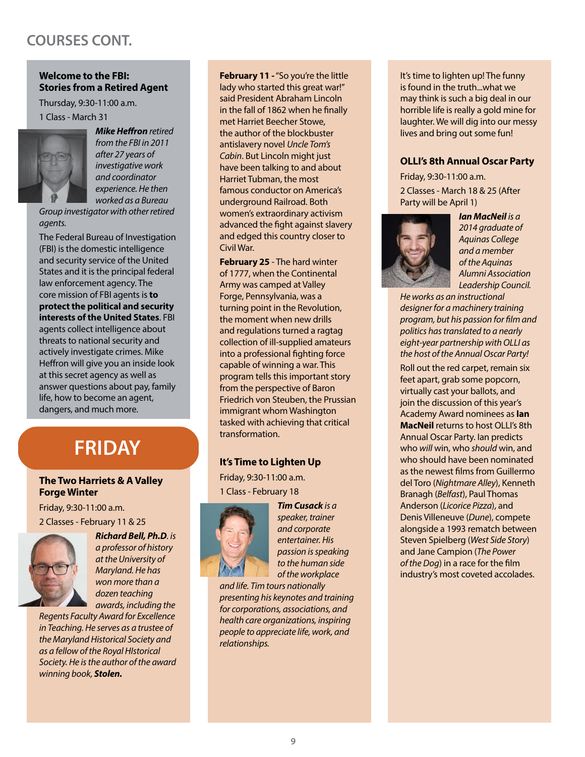## COURSES CONT.

### Welcome to the FBI: Stories from a Retired Agent

Thursday, 9:30-11:00 a.m.

1 Class - March 31

***Mike Heffron*** *retired from the FBI in 2011 after 27 years of investigative work and coordinator experience. He then worked as a Bureau Group investigator with other retired agents.*

The Federal Bureau of Investigation (FBI) is the domestic intelligence and security service of the United States and it is the principal federal law enforcement agency. The core mission of FBI agents is **to protect the political and security interests of the United States**. FBI agents collect intelligence about threats to national security and actively investigate crimes. Mike Heffron will give you an inside look at this secret agency as well as answer questions about pay, family life, how to become an agent, dangers, and much more.

# FRIDAY

### The Two Harriets & A Valley Forge Winter

Friday, 9:30-11:00 a.m.

2 Classes - February 11 & 25

***Richard Bell, Ph.D****. is a professor of history at the University of Maryland. He has won more than a dozen teaching awards, including the Regents Faculty Award for Excellence in Teaching. He serves as a trustee of the Maryland Historical Society and as a fellow of the Royal HIstorical Society. He is the author of the award winning book,* ***Stolen.***

**February 11 -** "So you're the little lady who started this great war!" said President Abraham Lincoln in the fall of 1862 when he finally met Harriet Beecher Stowe, the author of the blockbuster antislavery novel *Uncle Tom's Cabin*. But Lincoln might just have been talking to and about Harriet Tubman, the most famous conductor on America's underground Railroad. Both women's extraordinary activism advanced the fight against slavery and edged this country closer to Civil War.

**February 25** - The hard winter of 1777, when the Continental Army was camped at Valley Forge, Pennsylvania, was a turning point in the Revolution, the moment when new drills and regulations turned a ragtag collection of ill-supplied amateurs into a professional fighting force capable of winning a war. This program tells this important story from the perspective of Baron Friedrich von Steuben, the Prussian immigrant whom Washington tasked with achieving that critical transformation.

### It's Time to Lighten Up

Friday, 9:30-11:00 a.m.

1 Class - February 18

***Tim Cusack*** *is a speaker, trainer and corporate entertainer. His passion is speaking to the human side of the workplace and life. Tim tours nationally presenting his keynotes and training for corporations, associations, and health care organizations, inspiring people to appreciate life, work, and relationships.*

It's time to lighten up! The funny is found in the truth...what we may think is such a big deal in our horrible life is really a gold mine for laughter. We will dig into our messy lives and bring out some fun!

### OLLI's 8th Annual Oscar Party

Friday, 9:30-11:00 a.m.

2 Classes - March 18 & 25 (After Party will be April 1)

***Ian MacNeil*** *is a 2014 graduate of Aquinas College and a member of the Aquinas Alumni Association Leadership Council. He works as an instructional designer for a machinery training program, but his passion for film and politics has translated to a nearly eight-year partnership with OLLI as the host of the Annual Oscar Party!*

Roll out the red carpet, remain six feet apart, grab some popcorn, virtually cast your ballots, and join the discussion of this year's Academy Award nominees as **Ian MacNeil** returns to host OLLI's 8th Annual Oscar Party. Ian predicts who *will* win, who *should* win, and who should have been nominated as the newest films from Guillermo del Toro (*Nightmare Alley*), Kenneth Branagh (*Belfast*), Paul Thomas Anderson (*Licorice Pizza*), and Denis Villeneuve (*Dune*), compete alongside a 1993 rematch between Steven Spielberg (*West Side Story*) and Jane Campion (*The Power of the Dog*) in a race for the film industry's most coveted accolades.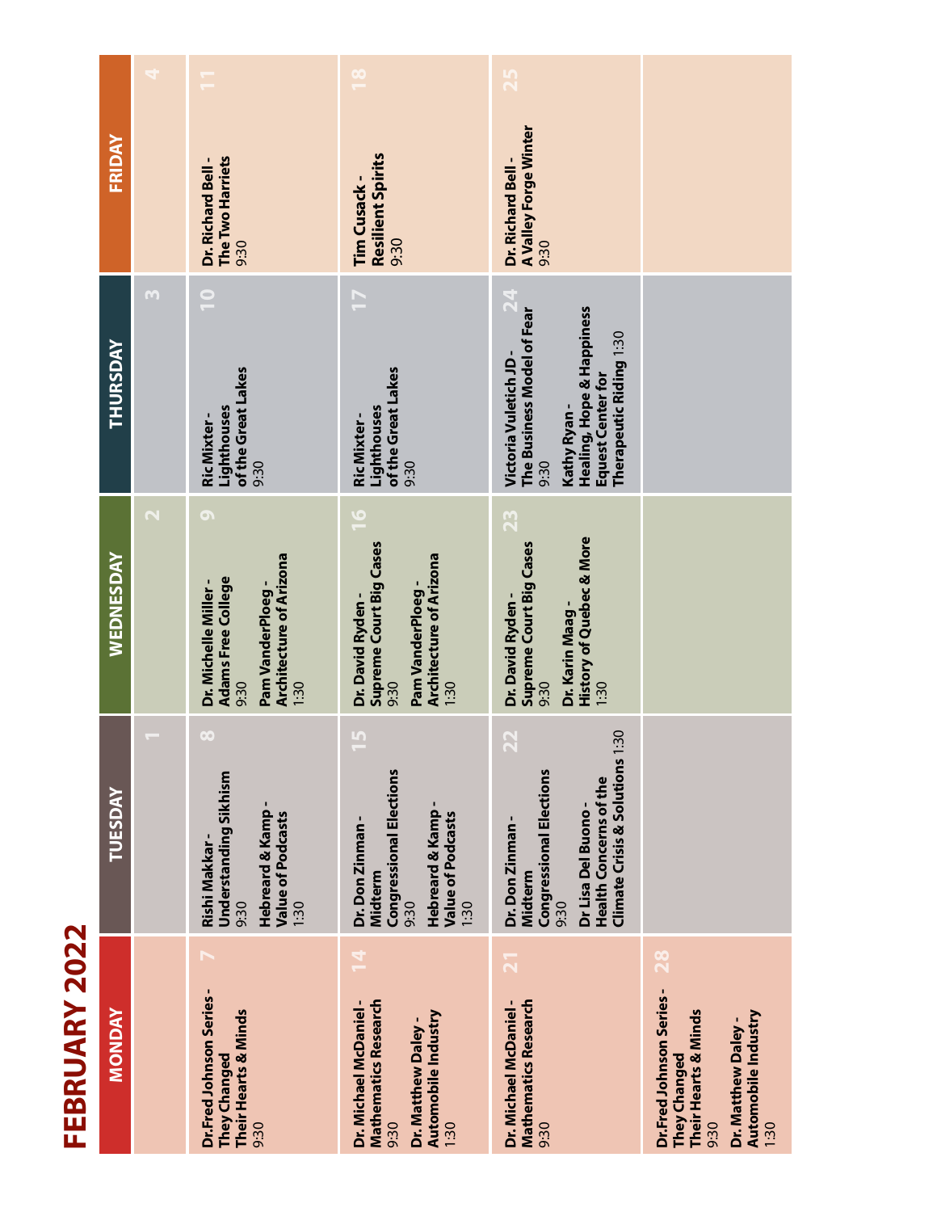# FEBRUARY 2022

| MONDAY | TUESDAY | WEDNESDAY | THURSDAY | FRIDAY |
|---|---|---|---|---|
| | 1 | 2 | 3 | 4 |
| 7<br>**Dr. Fred Johnson Series - They Changed Their Hearts & Minds**<br>9:30 | 8<br>**Rishi Makkar - Understanding Sikhism**<br>9:30<br><br>**Hebreard & Kamp - Value of Podcasts**<br>1:30 | 9<br>**Dr. Michelle Miller - Adams Free College**<br>9:30<br><br>**Pam VanderPloeg - Architecture of Arizona**<br>1:30 | 10<br>**Ric Mixter - Lighthouses of the Great Lakes**<br>9:30 | 11<br>**Dr. Richard Bell - The Two Harriets**<br>9:30 |
| 14<br>**Dr. Michael McDaniel - Mathematics Research**<br>9:30<br><br>**Dr. Matthew Daley - Automobile Industry**<br>1:30 | 15<br>**Dr. Don Zinman - Midterm Congressional Elections**<br>9:30<br><br>**Hebreard & Kamp - Value of Podcasts**<br>1:30 | 16<br>**Dr. David Ryden - Supreme Court Big Cases**<br>9:30<br><br>**Pam VanderPloeg - Architecture of Arizona**<br>1:30 | 17<br>**Ric Mixter - Lighthouses of the Great Lakes**<br>9:30 | 18<br>**Tim Cusack - Resilient Spirits**<br>9:30 |
| 21<br>**Dr. Michael McDaniel - Mathematics Research**<br>9:30 | 22<br>**Dr. Don Zinman - Midterm Congressional Elections**<br>9:30<br><br>**Dr Lisa Del Buono - Health Concerns of the Climate Crisis & Solutions** 1:30 | 23<br>**Dr. David Ryden - Supreme Court Big Cases**<br>9:30<br><br>**Dr. Karin Maag - History of Quebec & More**<br>1:30 | 24<br>**Victoria Vuletich JD - The Business Model of Fear**<br>9:30<br><br>**Kathy Ryan - Healing, Hope & Happiness Equest Center for Therapeutic Riding** 1:30 | 25<br>**Dr. Richard Bell - A Valley Forge Winter**<br>9:30 |
| 28<br>**Dr. Fred Johnson Series - They Changed Their Hearts & Minds**<br>9:30<br><br>**Dr. Matthew Daley - Automobile Industry**<br>1:30 | | | | |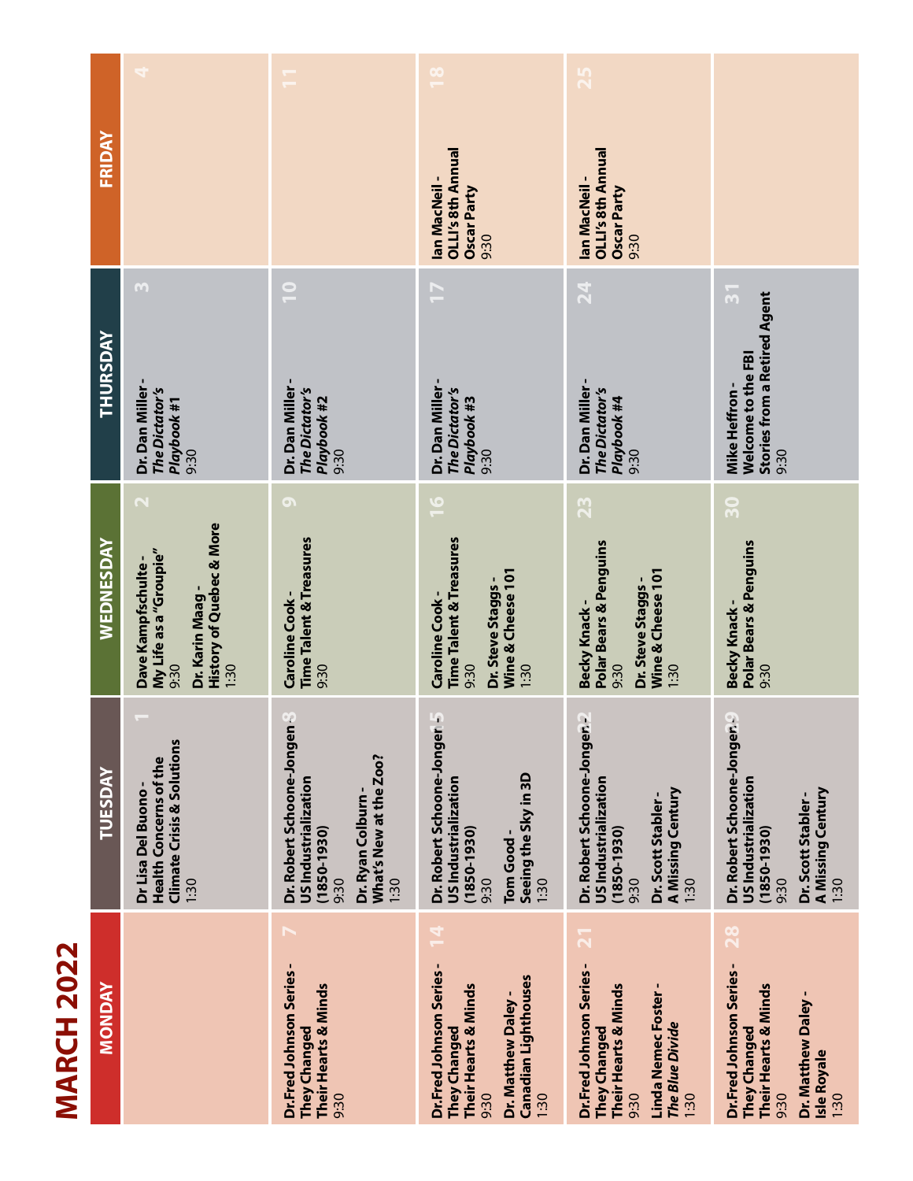# MARCH 2022

| MONDAY | TUESDAY | WEDNESDAY | THURSDAY | FRIDAY |
|---|---|---|---|---|
| | **1**<br>**Dr Lisa Del Buono - Health Concerns of the Climate Crisis & Solutions**<br>1:30 | **2**<br>**Dave Kampfschulte - My Life as a "Groupie"**<br>9:30<br><br>**Dr. Karin Maag - History of Quebec & More**<br>1:30 | **3**<br>**Dr. Dan Miller - *The Dictator's Playbook* #1**<br>9:30 | **4** |
| **7**<br>**Dr.Fred Johnson Series - They Changed Their Hearts & Minds**<br>9:30 | **8**<br>**Dr. Robert Schoone-Jongen - US Industrialization (1850-1930)**<br>9:30<br><br>**Dr. Ryan Colburn - What's New at the Zoo?**<br>1:30 | **9**<br>**Caroline Cook - Time Talent & Treasures**<br>9:30 | **10**<br>**Dr. Dan Miller - *The Dictator's Playbook* #2**<br>9:30 | **11** |
| **14**<br>**Dr.Fred Johnson Series - They Changed Their Hearts & Minds**<br>9:30<br><br>**Dr. Matthew Daley - Canadian Lighthouses**<br>1:30 | **15**<br>**Dr. Robert Schoone-Jongen - US Industrialization (1850-1930)**<br>9:30<br><br>**Tom Good - Seeing the Sky in 3D**<br>1:30 | **16**<br>**Caroline Cook - Time Talent & Treasures**<br>9:30<br><br>**Dr. Steve Staggs - Wine & Cheese 101**<br>1:30 | **17**<br>**Dr. Dan Miller - *The Dictator's Playbook* #3**<br>9:30 | **18**<br>**Ian MacNeil - OLLI's 8th Annual Oscar Party**<br>9:30 |
| **21**<br>**Dr.Fred Johnson Series - They Changed Their Hearts & Minds**<br>9:30<br><br>**Linda Nemec Foster - *The Blue Divide***<br>1:30 | **22**<br>**Dr. Robert Schoone-Jongen - US Industrialization (1850-1930)**<br>9:30<br><br>**Dr. Scott Stabler - A Missing Century**<br>1:30 | **23**<br>**Becky Knack - Polar Bears & Penguins**<br>9:30<br><br>**Dr. Steve Staggs - Wine & Cheese 101**<br>1:30 | **24**<br>**Dr. Dan Miller - *The Dictator's Playbook* #4**<br>9:30 | **25**<br>**Ian MacNeil - OLLI's 8th Annual Oscar Party**<br>9:30 |
| **28**<br>**Dr.Fred Johnson Series - They Changed Their Hearts & Minds**<br>9:30<br><br>**Dr. Matthew Daley - Isle Royale**<br>1:30 | **29**<br>**Dr. Robert Schoone-Jongen - US Industrialization (1850-1930)**<br>9:30<br><br>**Dr. Scott Stabler - A Missing Century**<br>1:30 | **30**<br>**Becky Knack - Polar Bears & Penguins**<br>9:30 | **31**<br>**Mike Heffron - Welcome to the FBI Stories from a Retired Agent**<br>9:30 | |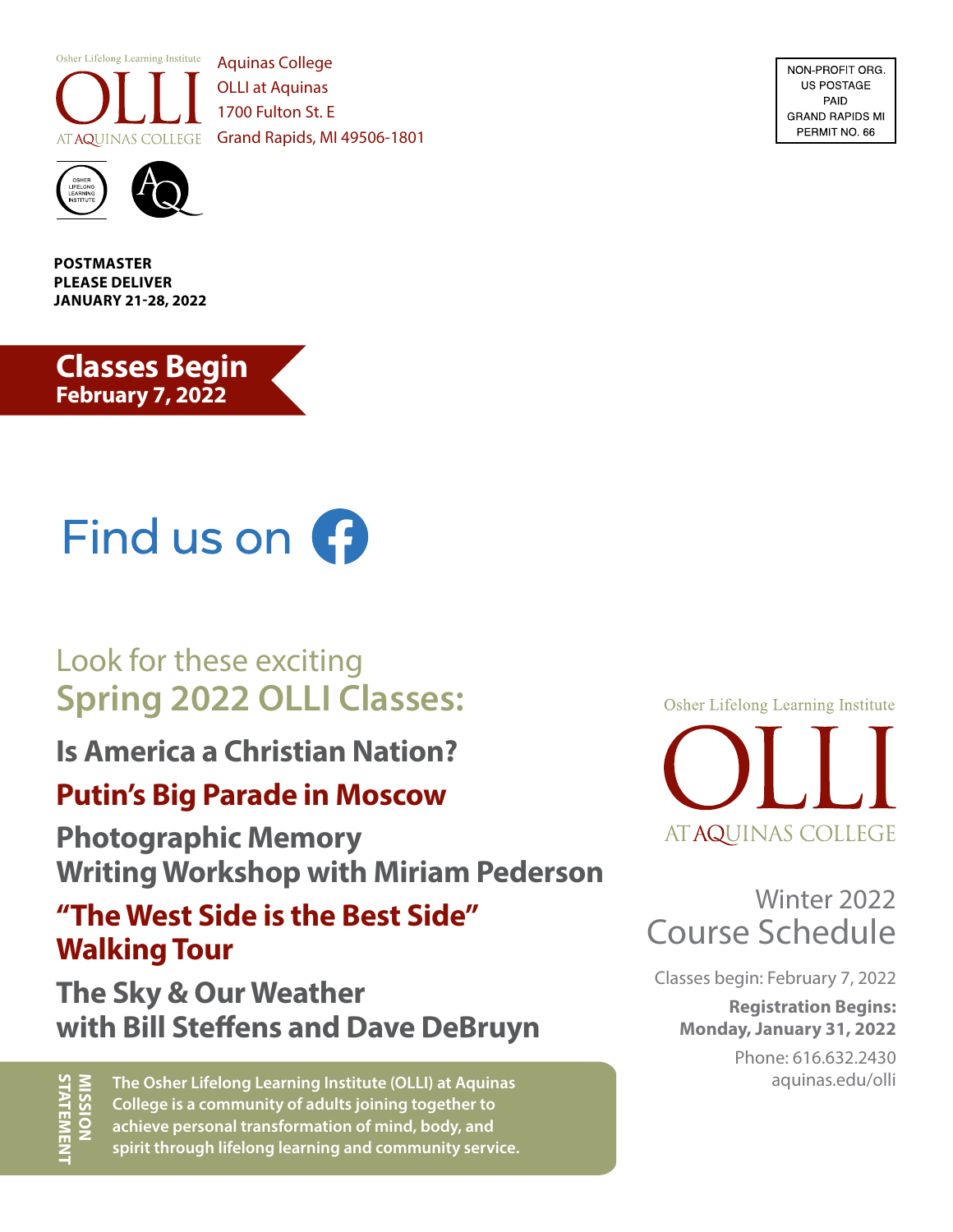Osher Lifelong Learning Institute

OLLI

AT AQUINAS COLLEGE

Aquinas College
OLLI at Aquinas
1700 Fulton St. E
Grand Rapids, MI 49506-1801

NON-PROFIT ORG.
US POSTAGE
PAID
GRAND RAPIDS MI
PERMIT NO. 66

**POSTMASTER**
**PLEASE DELIVER**
**JANUARY 21-28, 2022**

**Classes Begin**
**February 7, 2022**

Find us on Facebook

## Look for these exciting Spring 2022 OLLI Classes:

### Is America a Christian Nation?

### Putin's Big Parade in Moscow

### Photographic Memory Writing Workshop with Miriam Pederson

### "The West Side is the Best Side" Walking Tour

### The Sky & Our Weather with Bill Steffens and Dave DeBruyn

**MISSION STATEMENT**

**The Osher Lifelong Learning Institute (OLLI) at Aquinas College is a community of adults joining together to achieve personal transformation of mind, body, and spirit through lifelong learning and community service.**

Osher Lifelong Learning Institute

OLLI

AT AQUINAS COLLEGE

# Winter 2022 Course Schedule

Classes begin: February 7, 2022

**Registration Begins: Monday, January 31, 2022**

Phone: 616.632.2430
aquinas.edu/olli